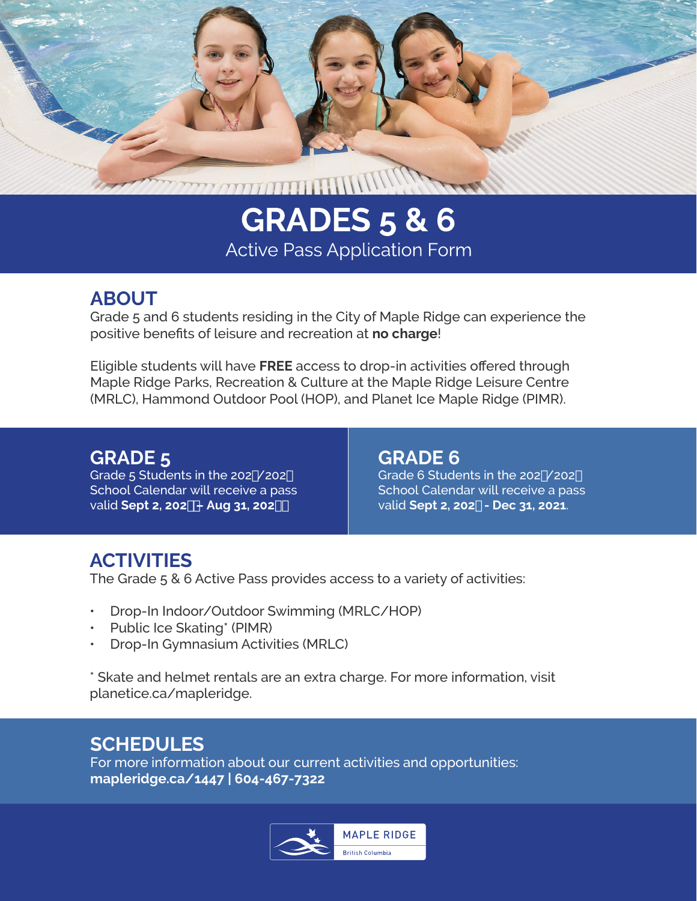# GRADES 5 & 6

Active Pass Application Form

## ABOUT

Grade 5 and 6 students residing in the City of Maple Ridge can experience the positive benefits of leisure and recreation at **no charge**!

Eligible students will have **FREE** access to drop-in activities offered through Maple Ridge Parks, Recreation & Culture at the Maple Ridge Leisure Centre (MRLC), Hammond Outdoor Pool (HOP), and Planet Ice Maple Ridge (PIMR).

## GRADE 5

Grade 5 Students in the 202 /202 School Calendar will receive a pass valid **Sept 2, 202 - Aug 31, 202**

## GRADE 6

Grade 6 Students in the 202 /202 School Calendar will receive a pass valid **Sept 2, 202 - Dec 31, 2021**.

## ACTIVITIES

The Grade 5 & 6 Active Pass provides access to a variety of activities:

- Drop-In Indoor/Outdoor Swimming (MRLC/HOP)
- Public Ice Skating* (PIMR)
- Drop-In Gymnasium Activities (MRLC)

\* Skate and helmet rentals are an extra charge. For more information, visit planetice.ca/mapleridge.

## SCHEDULES

For more information about our current activities and opportunities:
**mapleridge.ca/1447 | 604-467-7322**

MAPLE RIDGE
British Columbia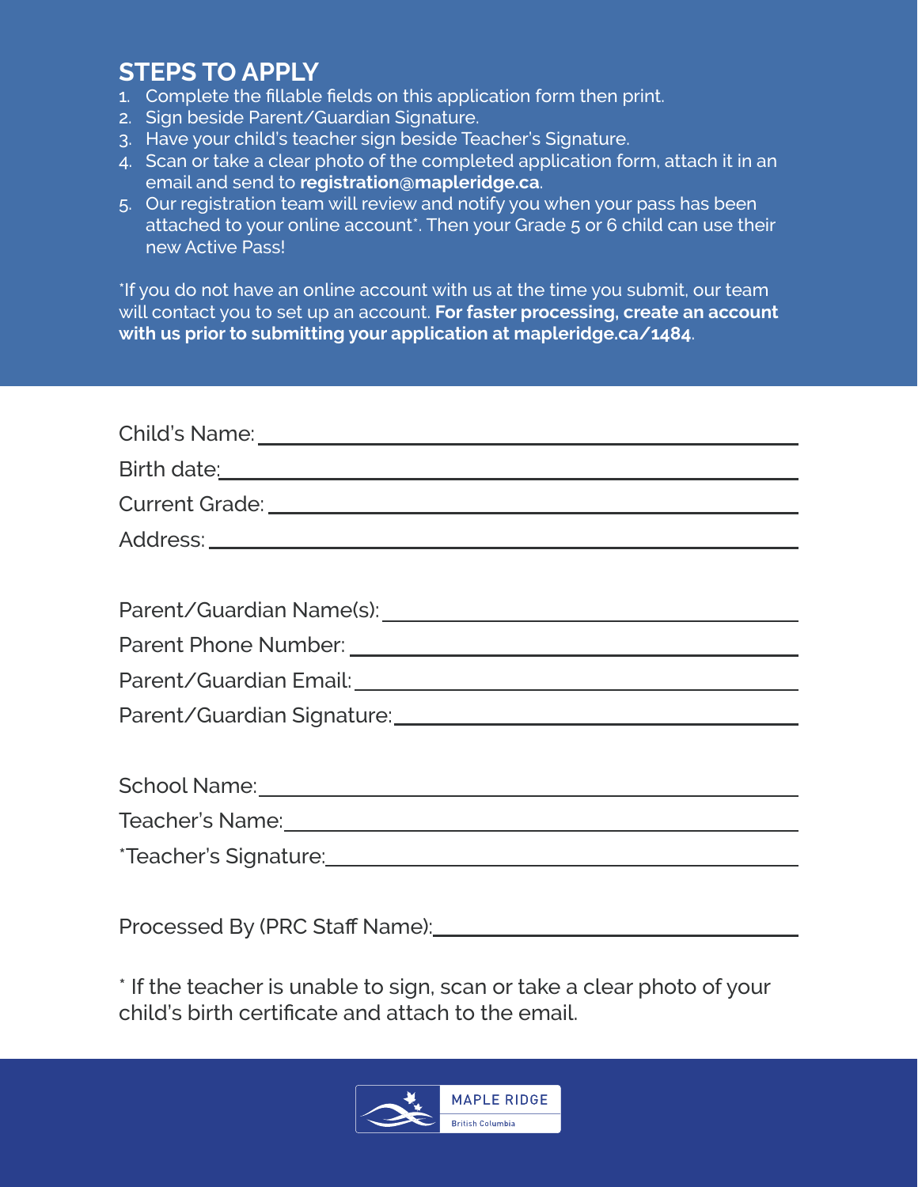## STEPS TO APPLY

1. Complete the fillable fields on this application form then print.
2. Sign beside Parent/Guardian Signature.
3. Have your child's teacher sign beside Teacher's Signature.
4. Scan or take a clear photo of the completed application form, attach it in an email and send to **registration@mapleridge.ca**.
5. Our registration team will review and notify you when your pass has been attached to your online account*. Then your Grade 5 or 6 child can use their new Active Pass!

*If you do not have an online account with us at the time you submit, our team will contact you to set up an account. **For faster processing, create an account with us prior to submitting your application at mapleridge.ca/1484**.

Child's Name: ______________________________

Birth date: ______________________________

Current Grade: ______________________________

Address: ______________________________

Parent/Guardian Name(s): ______________________________

Parent Phone Number: ______________________________

Parent/Guardian Email: ______________________________

Parent/Guardian Signature: ______________________________

School Name: ______________________________

Teacher's Name: ______________________________

*Teacher's Signature: ______________________________

Processed By (PRC Staff Name): ______________________________

* If the teacher is unable to sign, scan or take a clear photo of your child's birth certificate and attach to the email.

MAPLE RIDGE
British Columbia